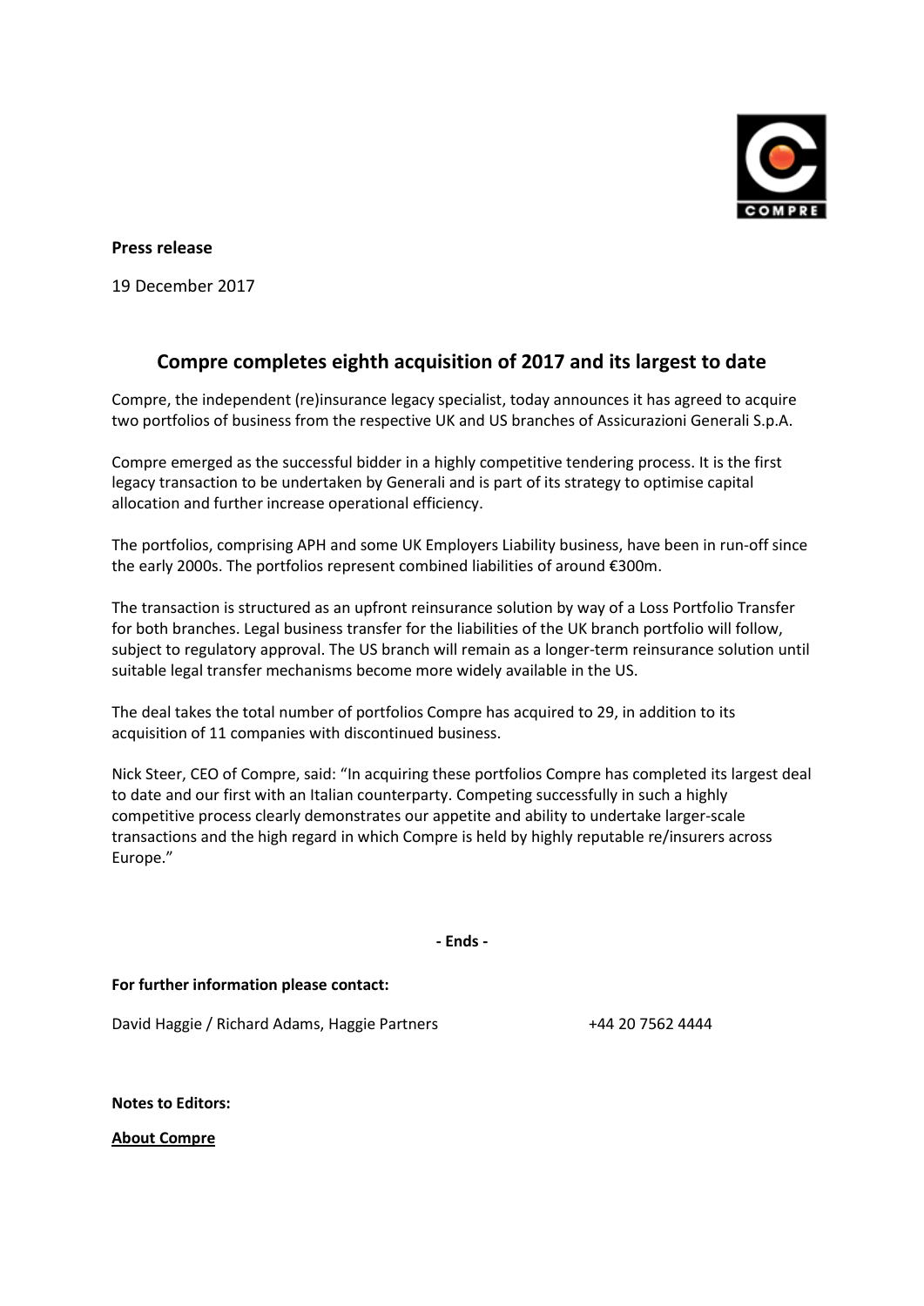**Press release**

19 December 2017

# Compre completes eighth acquisition of 2017 and its largest to date

Compre, the independent (re)insurance legacy specialist, today announces it has agreed to acquire two portfolios of business from the respective UK and US branches of Assicurazioni Generali S.p.A.

Compre emerged as the successful bidder in a highly competitive tendering process. It is the first legacy transaction to be undertaken by Generali and is part of its strategy to optimise capital allocation and further increase operational efficiency.

The portfolios, comprising APH and some UK Employers Liability business, have been in run-off since the early 2000s. The portfolios represent combined liabilities of around €300m.

The transaction is structured as an upfront reinsurance solution by way of a Loss Portfolio Transfer for both branches. Legal business transfer for the liabilities of the UK branch portfolio will follow, subject to regulatory approval. The US branch will remain as a longer-term reinsurance solution until suitable legal transfer mechanisms become more widely available in the US.

The deal takes the total number of portfolios Compre has acquired to 29, in addition to its acquisition of 11 companies with discontinued business.

Nick Steer, CEO of Compre, said: "In acquiring these portfolios Compre has completed its largest deal to date and our first with an Italian counterparty. Competing successfully in such a highly competitive process clearly demonstrates our appetite and ability to undertake larger-scale transactions and the high regard in which Compre is held by highly reputable re/insurers across Europe."

**- Ends -**

**For further information please contact:**

David Haggie / Richard Adams, Haggie Partners +44 20 7562 4444

**Notes to Editors:**

**About Compre**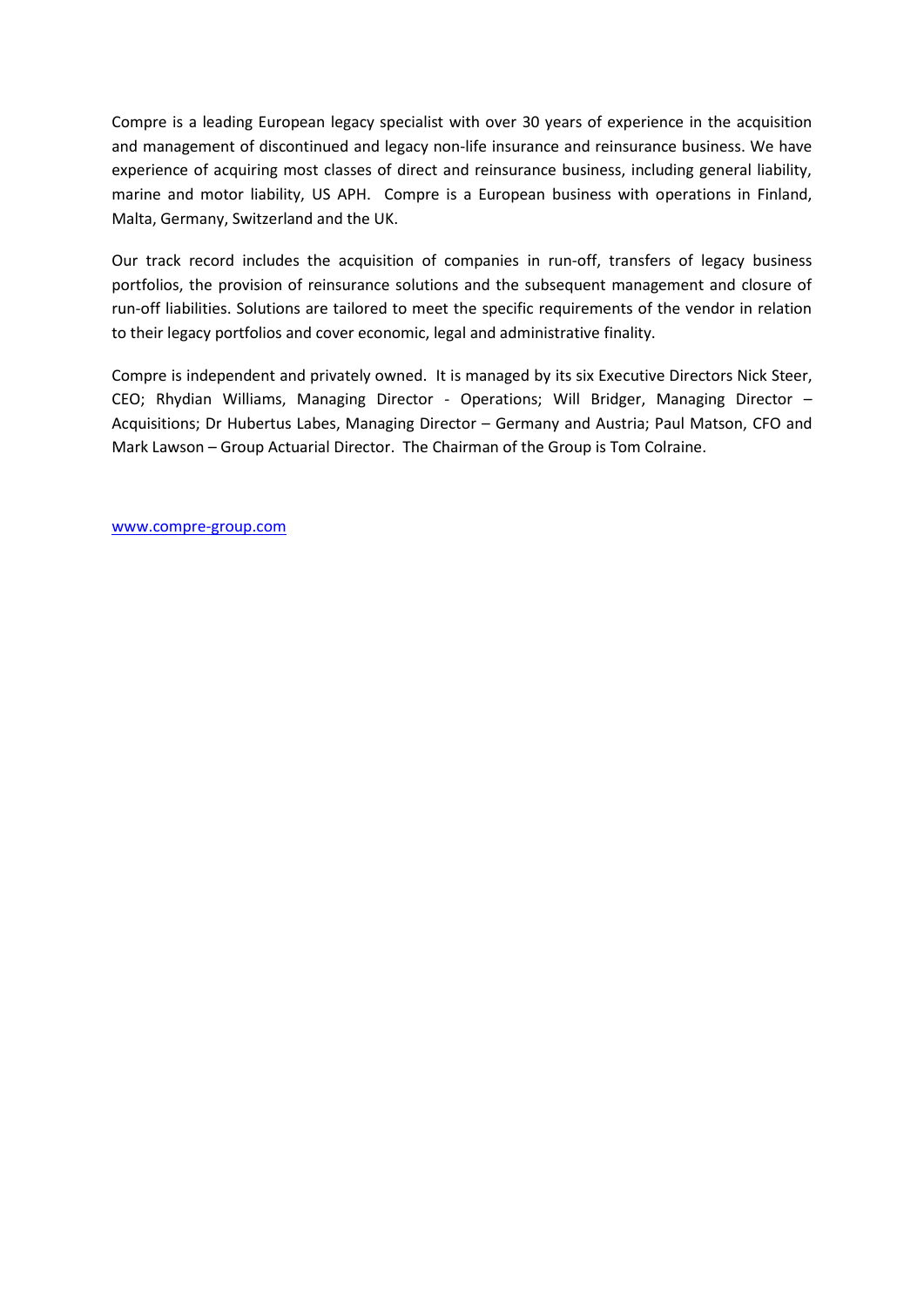Compre is a leading European legacy specialist with over 30 years of experience in the acquisition and management of discontinued and legacy non-life insurance and reinsurance business. We have experience of acquiring most classes of direct and reinsurance business, including general liability, marine and motor liability, US APH. Compre is a European business with operations in Finland, Malta, Germany, Switzerland and the UK.

Our track record includes the acquisition of companies in run-off, transfers of legacy business portfolios, the provision of reinsurance solutions and the subsequent management and closure of run-off liabilities. Solutions are tailored to meet the specific requirements of the vendor in relation to their legacy portfolios and cover economic, legal and administrative finality.

Compre is independent and privately owned. It is managed by its six Executive Directors Nick Steer, CEO; Rhydian Williams, Managing Director - Operations; Will Bridger, Managing Director – Acquisitions; Dr Hubertus Labes, Managing Director – Germany and Austria; Paul Matson, CFO and Mark Lawson – Group Actuarial Director. The Chairman of the Group is Tom Colraine.

www.compre-group.com